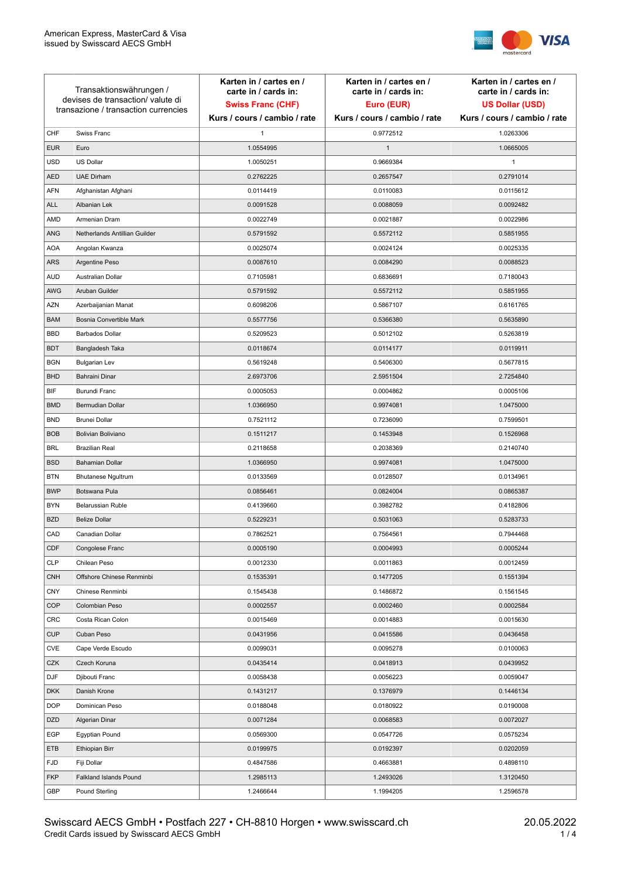American Express, MasterCard & Visa
issued by Swisscard AECS GmbH

| Transaktionswährungen / devises de transaction/ valute di transazione / transaction currencies | | Karten in / cartes en / carte in / cards in: **Swiss Franc (CHF)** Kurs / cours / cambio / rate | Karten in / cartes en / carte in / cards in: **Euro (EUR)** Kurs / cours / cambio / rate | Karten in / cartes en / carte in / cards in: **US Dollar (USD)** Kurs / cours / cambio / rate |
|---|---|---|---|---|
| CHF | Swiss Franc | 1 | 0.9772512 | 1.0263306 |
| EUR | Euro | 1.0554995 | 1 | 1.0665005 |
| USD | US Dollar | 1.0050251 | 0.9669384 | 1 |
| AED | UAE Dirham | 0.2762225 | 0.2657547 | 0.2791014 |
| AFN | Afghanistan Afghani | 0.0114419 | 0.0110083 | 0.0115612 |
| ALL | Albanian Lek | 0.0091528 | 0.0088059 | 0.0092482 |
| AMD | Armenian Dram | 0.0022749 | 0.0021887 | 0.0022986 |
| ANG | Netherlands Antillian Guilder | 0.5791592 | 0.5572112 | 0.5851955 |
| AOA | Angolan Kwanza | 0.0025074 | 0.0024124 | 0.0025335 |
| ARS | Argentine Peso | 0.0087610 | 0.0084290 | 0.0088523 |
| AUD | Australian Dollar | 0.7105981 | 0.6836691 | 0.7180043 |
| AWG | Aruban Guilder | 0.5791592 | 0.5572112 | 0.5851955 |
| AZN | Azerbaijanian Manat | 0.6098206 | 0.5867107 | 0.6161765 |
| BAM | Bosnia Convertible Mark | 0.5577756 | 0.5366380 | 0.5635890 |
| BBD | Barbados Dollar | 0.5209523 | 0.5012102 | 0.5263819 |
| BDT | Bangladesh Taka | 0.0118674 | 0.0114177 | 0.0119911 |
| BGN | Bulgarian Lev | 0.5619248 | 0.5406300 | 0.5677815 |
| BHD | Bahraini Dinar | 2.6973706 | 2.5951504 | 2.7254840 |
| BIF | Burundi Franc | 0.0005053 | 0.0004862 | 0.0005106 |
| BMD | Bermudian Dollar | 1.0366950 | 0.9974081 | 1.0475000 |
| BND | Brunei Dollar | 0.7521112 | 0.7236090 | 0.7599501 |
| BOB | Bolivian Boliviano | 0.1511217 | 0.1453948 | 0.1526968 |
| BRL | Brazilian Real | 0.2118658 | 0.2038369 | 0.2140740 |
| BSD | Bahamian Dollar | 1.0366950 | 0.9974081 | 1.0475000 |
| BTN | Bhutanese Ngultrum | 0.0133569 | 0.0128507 | 0.0134961 |
| BWP | Botswana Pula | 0.0856461 | 0.0824004 | 0.0865387 |
| BYN | Belarussian Ruble | 0.4139660 | 0.3982782 | 0.4182806 |
| BZD | Belize Dollar | 0.5229231 | 0.5031063 | 0.5283733 |
| CAD | Canadian Dollar | 0.7862521 | 0.7564561 | 0.7944468 |
| CDF | Congolese Franc | 0.0005190 | 0.0004993 | 0.0005244 |
| CLP | Chilean Peso | 0.0012330 | 0.0011863 | 0.0012459 |
| CNH | Offshore Chinese Renminbi | 0.1535391 | 0.1477205 | 0.1551394 |
| CNY | Chinese Renminbi | 0.1545438 | 0.1486872 | 0.1561545 |
| COP | Colombian Peso | 0.0002557 | 0.0002460 | 0.0002584 |
| CRC | Costa Rican Colon | 0.0015469 | 0.0014883 | 0.0015630 |
| CUP | Cuban Peso | 0.0431956 | 0.0415586 | 0.0436458 |
| CVE | Cape Verde Escudo | 0.0099031 | 0.0095278 | 0.0100063 |
| CZK | Czech Koruna | 0.0435414 | 0.0418913 | 0.0439952 |
| DJF | Djibouti Franc | 0.0058438 | 0.0056223 | 0.0059047 |
| DKK | Danish Krone | 0.1431217 | 0.1376979 | 0.1446134 |
| DOP | Dominican Peso | 0.0188048 | 0.0180922 | 0.0190008 |
| DZD | Algerian Dinar | 0.0071284 | 0.0068583 | 0.0072027 |
| EGP | Egyptian Pound | 0.0569300 | 0.0547726 | 0.0575234 |
| ETB | Ethiopian Birr | 0.0199975 | 0.0192397 | 0.0202059 |
| FJD | Fiji Dollar | 0.4847586 | 0.4663881 | 0.4898110 |
| FKP | Falkland Islands Pound | 1.2985113 | 1.2493026 | 1.3120450 |
| GBP | Pound Sterling | 1.2466644 | 1.1994205 | 1.2596578 |

Swisscard AECS GmbH • Postfach 227 • CH-8810 Horgen • www.swisscard.ch
Credit Cards issued by Swisscard AECS GmbH

20.05.2022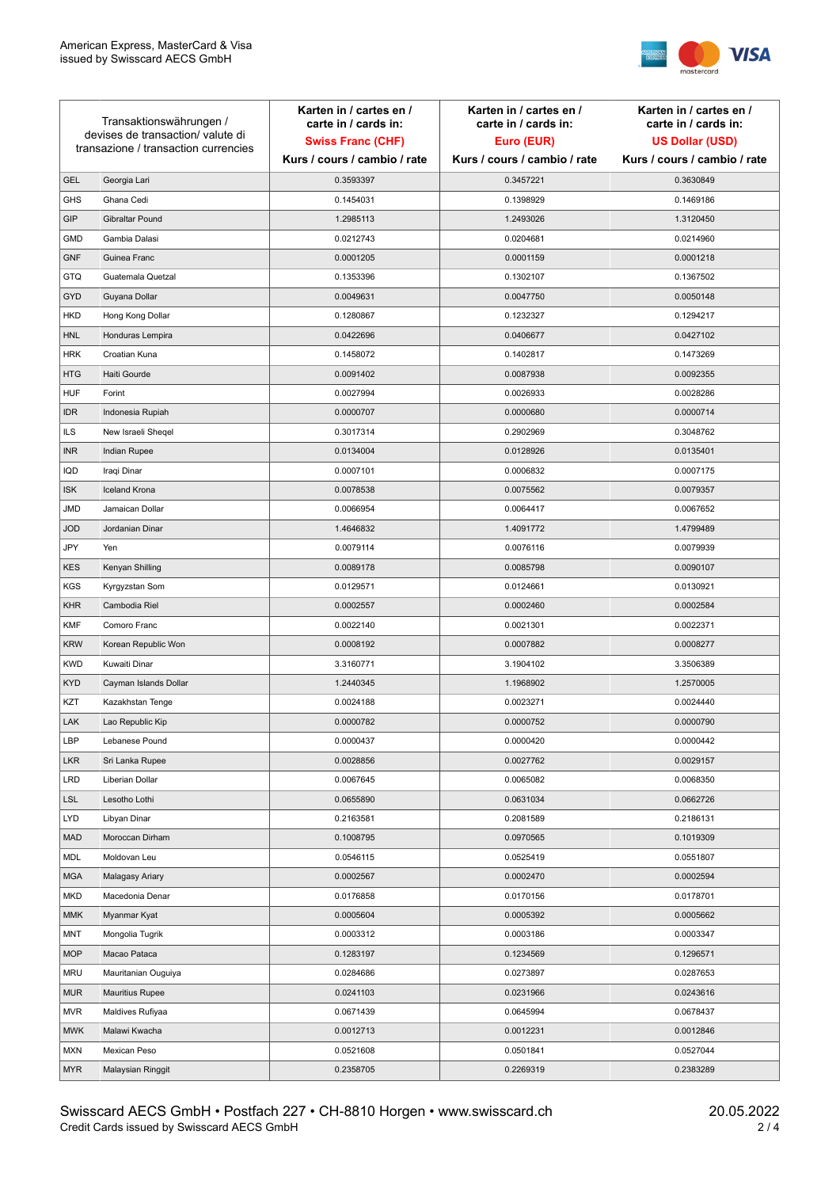| Transaktionswährungen / devises de transaction/ valute di transazione / transaction currencies | | Karten in / cartes en / carte in / cards in: **Swiss Franc (CHF)** Kurs / cours / cambio / rate | Karten in / cartes en / carte in / cards in: **Euro (EUR)** Kurs / cours / cambio / rate | Karten in / cartes en / carte in / cards in: **US Dollar (USD)** Kurs / cours / cambio / rate |
|---|---|---|---|---|
| GEL | Georgia Lari | 0.3593397 | 0.3457221 | 0.3630849 |
| GHS | Ghana Cedi | 0.1454031 | 0.1398929 | 0.1469186 |
| GIP | Gibraltar Pound | 1.2985113 | 1.2493026 | 1.3120450 |
| GMD | Gambia Dalasi | 0.0212743 | 0.0204681 | 0.0214960 |
| GNF | Guinea Franc | 0.0001205 | 0.0001159 | 0.0001218 |
| GTQ | Guatemala Quetzal | 0.1353396 | 0.1302107 | 0.1367502 |
| GYD | Guyana Dollar | 0.0049631 | 0.0047750 | 0.0050148 |
| HKD | Hong Kong Dollar | 0.1280867 | 0.1232327 | 0.1294217 |
| HNL | Honduras Lempira | 0.0422696 | 0.0406677 | 0.0427102 |
| HRK | Croatian Kuna | 0.1458072 | 0.1402817 | 0.1473269 |
| HTG | Haiti Gourde | 0.0091402 | 0.0087938 | 0.0092355 |
| HUF | Forint | 0.0027994 | 0.0026933 | 0.0028286 |
| IDR | Indonesia Rupiah | 0.0000707 | 0.0000680 | 0.0000714 |
| ILS | New Israeli Sheqel | 0.3017314 | 0.2902969 | 0.3048762 |
| INR | Indian Rupee | 0.0134004 | 0.0128926 | 0.0135401 |
| IQD | Iraqi Dinar | 0.0007101 | 0.0006832 | 0.0007175 |
| ISK | Iceland Krona | 0.0078538 | 0.0075562 | 0.0079357 |
| JMD | Jamaican Dollar | 0.0066954 | 0.0064417 | 0.0067652 |
| JOD | Jordanian Dinar | 1.4646832 | 1.4091772 | 1.4799489 |
| JPY | Yen | 0.0079114 | 0.0076116 | 0.0079939 |
| KES | Kenyan Shilling | 0.0089178 | 0.0085798 | 0.0090107 |
| KGS | Kyrgyzstan Som | 0.0129571 | 0.0124661 | 0.0130921 |
| KHR | Cambodia Riel | 0.0002557 | 0.0002460 | 0.0002584 |
| KMF | Comoro Franc | 0.0022140 | 0.0021301 | 0.0022371 |
| KRW | Korean Republic Won | 0.0008192 | 0.0007882 | 0.0008277 |
| KWD | Kuwaiti Dinar | 3.3160771 | 3.1904102 | 3.3506389 |
| KYD | Cayman Islands Dollar | 1.2440345 | 1.1968902 | 1.2570005 |
| KZT | Kazakhstan Tenge | 0.0024188 | 0.0023271 | 0.0024440 |
| LAK | Lao Republic Kip | 0.0000782 | 0.0000752 | 0.0000790 |
| LBP | Lebanese Pound | 0.0000437 | 0.0000420 | 0.0000442 |
| LKR | Sri Lanka Rupee | 0.0028856 | 0.0027762 | 0.0029157 |
| LRD | Liberian Dollar | 0.0067645 | 0.0065082 | 0.0068350 |
| LSL | Lesotho Lothi | 0.0655890 | 0.0631034 | 0.0662726 |
| LYD | Libyan Dinar | 0.2163581 | 0.2081589 | 0.2186131 |
| MAD | Moroccan Dirham | 0.1008795 | 0.0970565 | 0.1019309 |
| MDL | Moldovan Leu | 0.0546115 | 0.0525419 | 0.0551807 |
| MGA | Malagasy Ariary | 0.0002567 | 0.0002470 | 0.0002594 |
| MKD | Macedonia Denar | 0.0176858 | 0.0170156 | 0.0178701 |
| MMK | Myanmar Kyat | 0.0005604 | 0.0005392 | 0.0005662 |
| MNT | Mongolia Tugrik | 0.0003312 | 0.0003186 | 0.0003347 |
| MOP | Macao Pataca | 0.1283197 | 0.1234569 | 0.1296571 |
| MRU | Mauritanian Ouguiya | 0.0284686 | 0.0273897 | 0.0287653 |
| MUR | Mauritius Rupee | 0.0241103 | 0.0231966 | 0.0243616 |
| MVR | Maldives Rufiyaa | 0.0671439 | 0.0645994 | 0.0678437 |
| MWK | Malawi Kwacha | 0.0012713 | 0.0012231 | 0.0012846 |
| MXN | Mexican Peso | 0.0521608 | 0.0501841 | 0.0527044 |
| MYR | Malaysian Ringgit | 0.2358705 | 0.2269319 | 0.2383289 |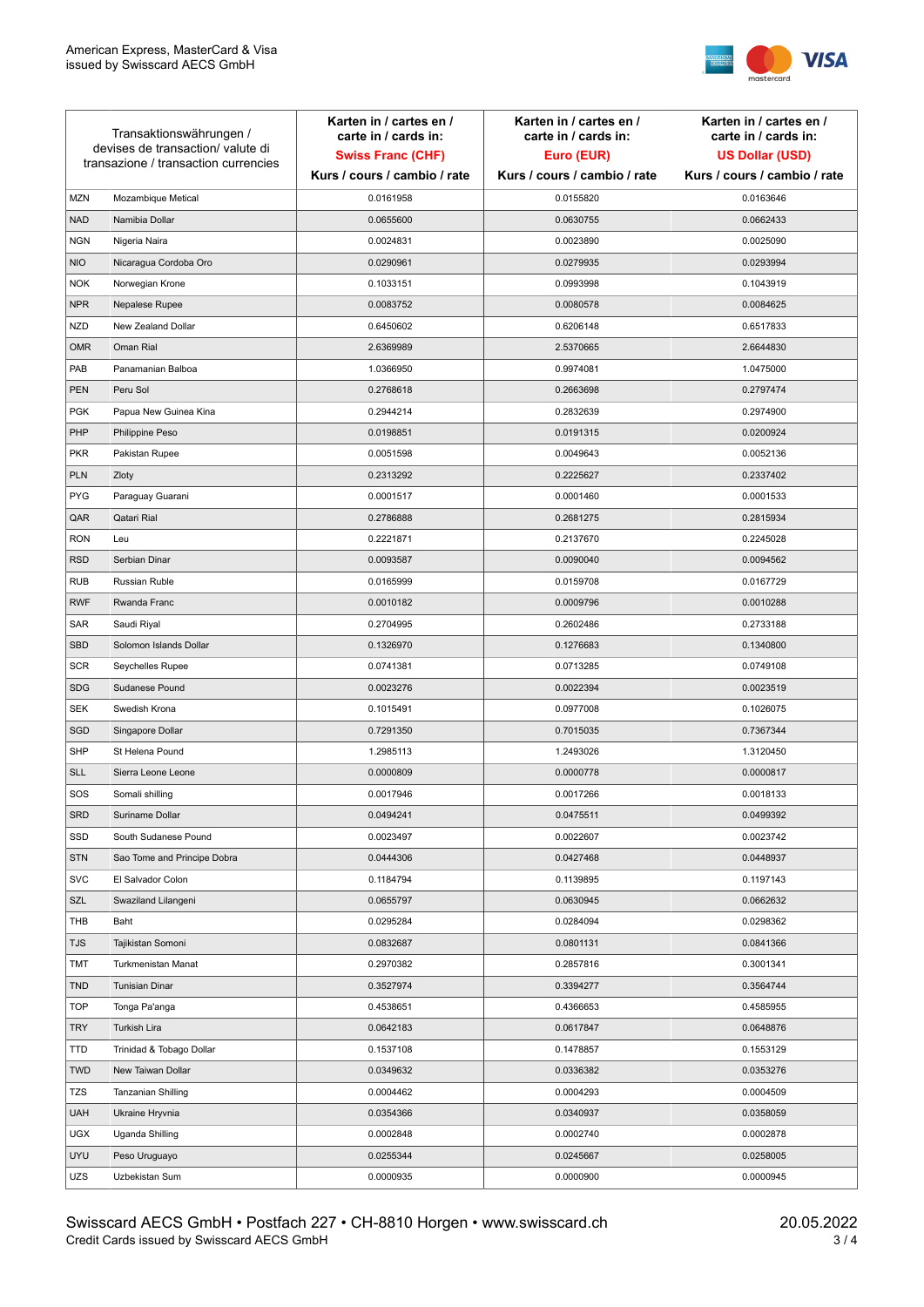| Transaktionswährungen / devises de transaction/ valute di transazione / transaction currencies | | Karten in / cartes en / carte in / cards in: **Swiss Franc (CHF)** Kurs / cours / cambio / rate | Karten in / cartes en / carte in / cards in: **Euro (EUR)** Kurs / cours / cambio / rate | Karten in / cartes en / carte in / cards in: **US Dollar (USD)** Kurs / cours / cambio / rate |
|---|---|---|---|---|
| MZN | Mozambique Metical | 0.0161958 | 0.0155820 | 0.0163646 |
| NAD | Namibia Dollar | 0.0655600 | 0.0630755 | 0.0662433 |
| NGN | Nigeria Naira | 0.0024831 | 0.0023890 | 0.0025090 |
| NIO | Nicaragua Cordoba Oro | 0.0290961 | 0.0279935 | 0.0293994 |
| NOK | Norwegian Krone | 0.1033151 | 0.0993998 | 0.1043919 |
| NPR | Nepalese Rupee | 0.0083752 | 0.0080578 | 0.0084625 |
| NZD | New Zealand Dollar | 0.6450602 | 0.6206148 | 0.6517833 |
| OMR | Oman Rial | 2.6369989 | 2.5370665 | 2.6644830 |
| PAB | Panamanian Balboa | 1.0366950 | 0.9974081 | 1.0475000 |
| PEN | Peru Sol | 0.2768618 | 0.2663698 | 0.2797474 |
| PGK | Papua New Guinea Kina | 0.2944214 | 0.2832639 | 0.2974900 |
| PHP | Philippine Peso | 0.0198851 | 0.0191315 | 0.0200924 |
| PKR | Pakistan Rupee | 0.0051598 | 0.0049643 | 0.0052136 |
| PLN | Zloty | 0.2313292 | 0.2225627 | 0.2337402 |
| PYG | Paraguay Guarani | 0.0001517 | 0.0001460 | 0.0001533 |
| QAR | Qatari Rial | 0.2786888 | 0.2681275 | 0.2815934 |
| RON | Leu | 0.2221871 | 0.2137670 | 0.2245028 |
| RSD | Serbian Dinar | 0.0093587 | 0.0090040 | 0.0094562 |
| RUB | Russian Ruble | 0.0165999 | 0.0159708 | 0.0167729 |
| RWF | Rwanda Franc | 0.0010182 | 0.0009796 | 0.0010288 |
| SAR | Saudi Riyal | 0.2704995 | 0.2602486 | 0.2733188 |
| SBD | Solomon Islands Dollar | 0.1326970 | 0.1276683 | 0.1340800 |
| SCR | Seychelles Rupee | 0.0741381 | 0.0713285 | 0.0749108 |
| SDG | Sudanese Pound | 0.0023276 | 0.0022394 | 0.0023519 |
| SEK | Swedish Krona | 0.1015491 | 0.0977008 | 0.1026075 |
| SGD | Singapore Dollar | 0.7291350 | 0.7015035 | 0.7367344 |
| SHP | St Helena Pound | 1.2985113 | 1.2493026 | 1.3120450 |
| SLL | Sierra Leone Leone | 0.0000809 | 0.0000778 | 0.0000817 |
| SOS | Somali shilling | 0.0017946 | 0.0017266 | 0.0018133 |
| SRD | Suriname Dollar | 0.0494241 | 0.0475511 | 0.0499392 |
| SSD | South Sudanese Pound | 0.0023497 | 0.0022607 | 0.0023742 |
| STN | Sao Tome and Principe Dobra | 0.0444306 | 0.0427468 | 0.0448937 |
| SVC | El Salvador Colon | 0.1184794 | 0.1139895 | 0.1197143 |
| SZL | Swaziland Lilangeni | 0.0655797 | 0.0630945 | 0.0662632 |
| THB | Baht | 0.0295284 | 0.0284094 | 0.0298362 |
| TJS | Tajikistan Somoni | 0.0832687 | 0.0801131 | 0.0841366 |
| TMT | Turkmenistan Manat | 0.2970382 | 0.2857816 | 0.3001341 |
| TND | Tunisian Dinar | 0.3527974 | 0.3394277 | 0.3564744 |
| TOP | Tonga Pa'anga | 0.4538651 | 0.4366653 | 0.4585955 |
| TRY | Turkish Lira | 0.0642183 | 0.0617847 | 0.0648876 |
| TTD | Trinidad & Tobago Dollar | 0.1537108 | 0.1478857 | 0.1553129 |
| TWD | New Taiwan Dollar | 0.0349632 | 0.0336382 | 0.0353276 |
| TZS | Tanzanian Shilling | 0.0004462 | 0.0004293 | 0.0004509 |
| UAH | Ukraine Hryvnia | 0.0354366 | 0.0340937 | 0.0358059 |
| UGX | Uganda Shilling | 0.0002848 | 0.0002740 | 0.0002878 |
| UYU | Peso Uruguayo | 0.0255344 | 0.0245667 | 0.0258005 |
| UZS | Uzbekistan Sum | 0.0000935 | 0.0000900 | 0.0000945 |

Swisscard AECS GmbH • Postfach 227 • CH-8810 Horgen • www.swisscard.ch
Credit Cards issued by Swisscard AECS GmbH

20.05.2022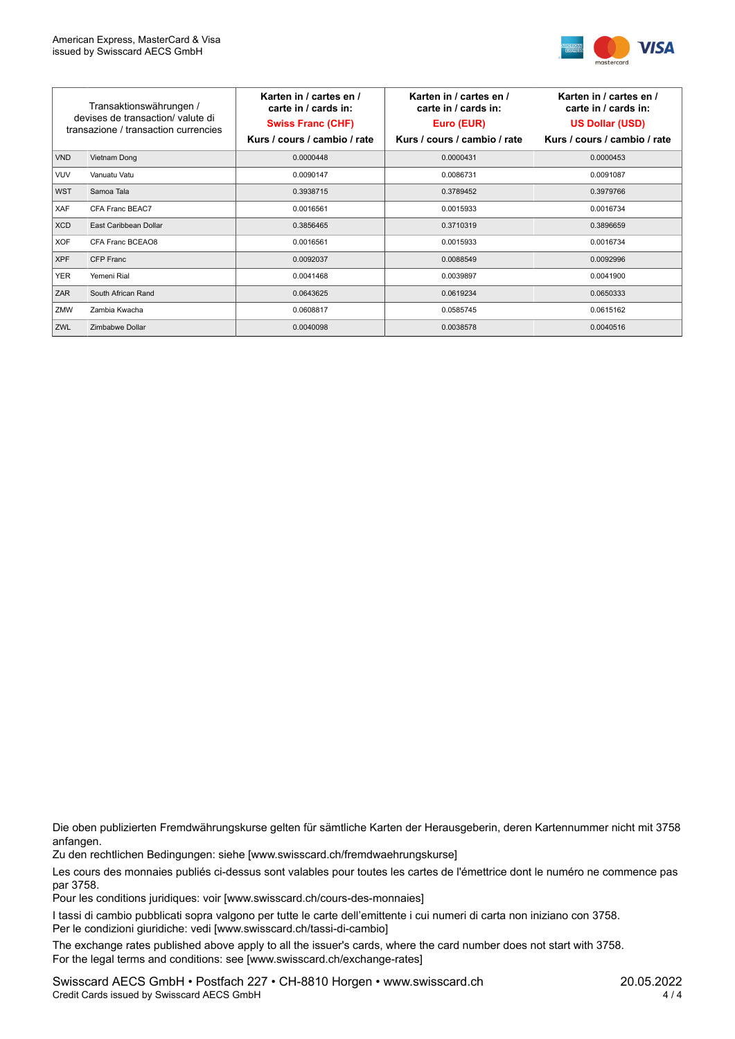| Transaktionswährungen / devises de transaction/ valute di transazione / transaction currencies | | Karten in / cartes en / carte in / cards in: **Swiss Franc (CHF)** Kurs / cours / cambio / rate | Karten in / cartes en / carte in / cards in: **Euro (EUR)** Kurs / cours / cambio / rate | Karten in / cartes en / carte in / cards in: **US Dollar (USD)** Kurs / cours / cambio / rate |
|---|---|---|---|---|
| VND | Vietnam Dong | 0.0000448 | 0.0000431 | 0.0000453 |
| VUV | Vanuatu Vatu | 0.0090147 | 0.0086731 | 0.0091087 |
| WST | Samoa Tala | 0.3938715 | 0.3789452 | 0.3979766 |
| XAF | CFA Franc BEAC7 | 0.0016561 | 0.0015933 | 0.0016734 |
| XCD | East Caribbean Dollar | 0.3856465 | 0.3710319 | 0.3896659 |
| XOF | CFA Franc BCEAO8 | 0.0016561 | 0.0015933 | 0.0016734 |
| XPF | CFP Franc | 0.0092037 | 0.0088549 | 0.0092996 |
| YER | Yemeni Rial | 0.0041468 | 0.0039897 | 0.0041900 |
| ZAR | South African Rand | 0.0643625 | 0.0619234 | 0.0650333 |
| ZMW | Zambia Kwacha | 0.0608817 | 0.0585745 | 0.0615162 |
| ZWL | Zimbabwe Dollar | 0.0040098 | 0.0038578 | 0.0040516 |

Die oben publizierten Fremdwährungskurse gelten für sämtliche Karten der Herausgeberin, deren Kartennummer nicht mit 3758 anfangen.
Zu den rechtlichen Bedingungen: siehe [www.swisscard.ch/fremdwaehrungskurse]

Les cours des monnaies publiés ci-dessus sont valables pour toutes les cartes de l'émettrice dont le numéro ne commence pas par 3758.
Pour les conditions juridiques: voir [www.swisscard.ch/cours-des-monnaies]

I tassi di cambio pubblicati sopra valgono per tutte le carte dell'emittente i cui numeri di carta non iniziano con 3758.
Per le condizioni giuridiche: vedi [www.swisscard.ch/tassi-di-cambio]

The exchange rates published above apply to all the issuer's cards, where the card number does not start with 3758.
For the legal terms and conditions: see [www.swisscard.ch/exchange-rates]

Swisscard AECS GmbH • Postfach 227 • CH-8810 Horgen • www.swisscard.ch
Credit Cards issued by Swisscard AECS GmbH

20.05.2022